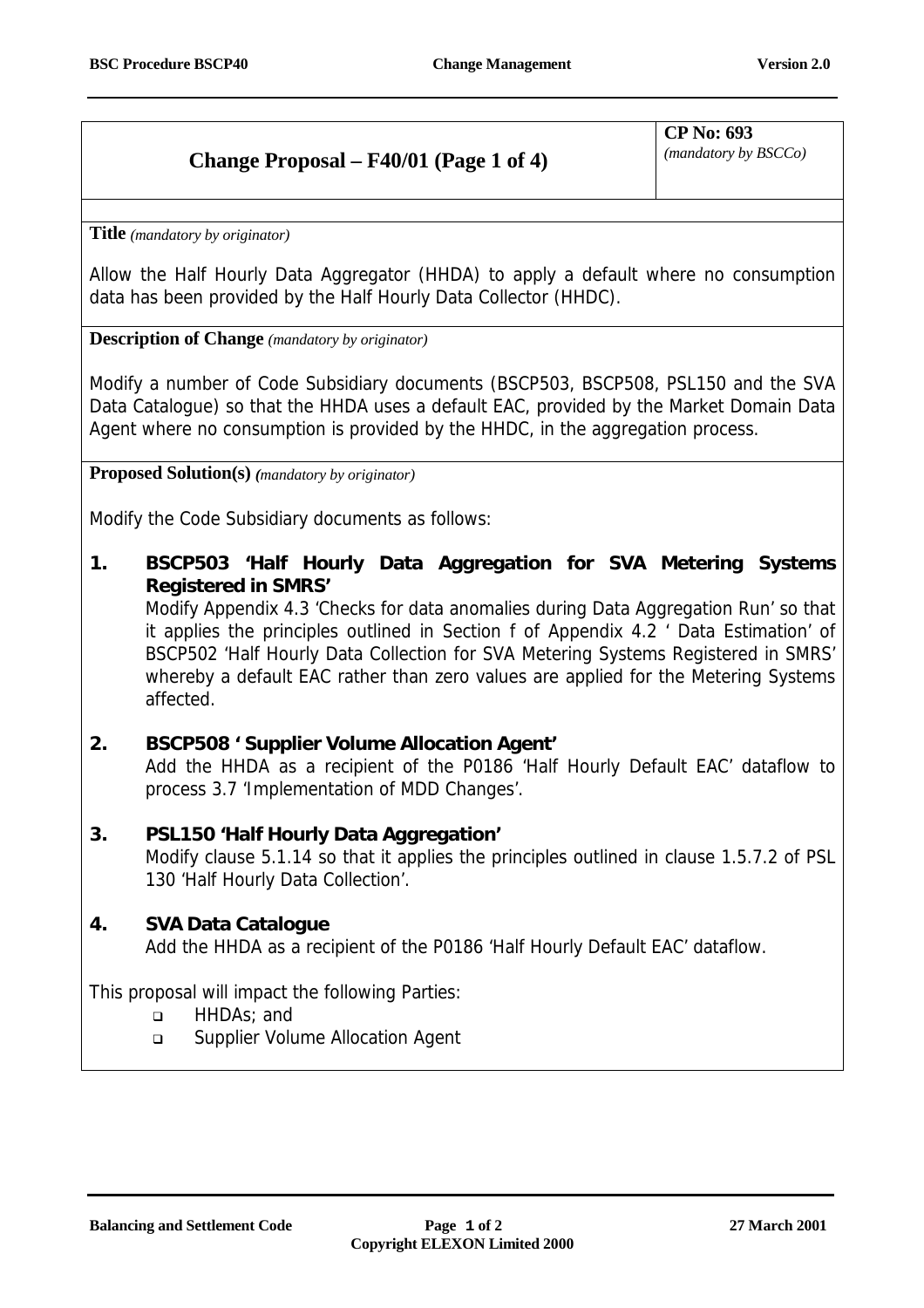| Change Proposal – F40/01 (Page 1 of 4) | CP No: 693 *(mandatory by BSCCo)* |
| --- | --- |

**Title** *(mandatory by originator)*

Allow the Half Hourly Data Aggregator (HHDA) to apply a default where no consumption data has been provided by the Half Hourly Data Collector (HHDC).

**Description of Change** *(mandatory by originator)*

Modify a number of Code Subsidiary documents (BSCP503, BSCP508, PSL150 and the SVA Data Catalogue) so that the HHDA uses a default EAC, provided by the Market Domain Data Agent where no consumption is provided by the HHDC, in the aggregation process.

**Proposed Solution(s)** *(mandatory by originator)*

Modify the Code Subsidiary documents as follows:

1. **BSCP503 'Half Hourly Data Aggregation for SVA Metering Systems Registered in SMRS'**
   Modify Appendix 4.3 'Checks for data anomalies during Data Aggregation Run' so that it applies the principles outlined in Section f of Appendix 4.2 ' Data Estimation' of BSCP502 'Half Hourly Data Collection for SVA Metering Systems Registered in SMRS' whereby a default EAC rather than zero values are applied for the Metering Systems affected.

2. **BSCP508 ' Supplier Volume Allocation Agent'**
   Add the HHDA as a recipient of the P0186 'Half Hourly Default EAC' dataflow to process 3.7 'Implementation of MDD Changes'.

3. **PSL150 'Half Hourly Data Aggregation'**
   Modify clause 5.1.14 so that it applies the principles outlined in clause 1.5.7.2 of PSL 130 'Half Hourly Data Collection'.

4. **SVA Data Catalogue**
   Add the HHDA as a recipient of the P0186 'Half Hourly Default EAC' dataflow.

This proposal will impact the following Parties:

- HHDAs; and
- Supplier Volume Allocation Agent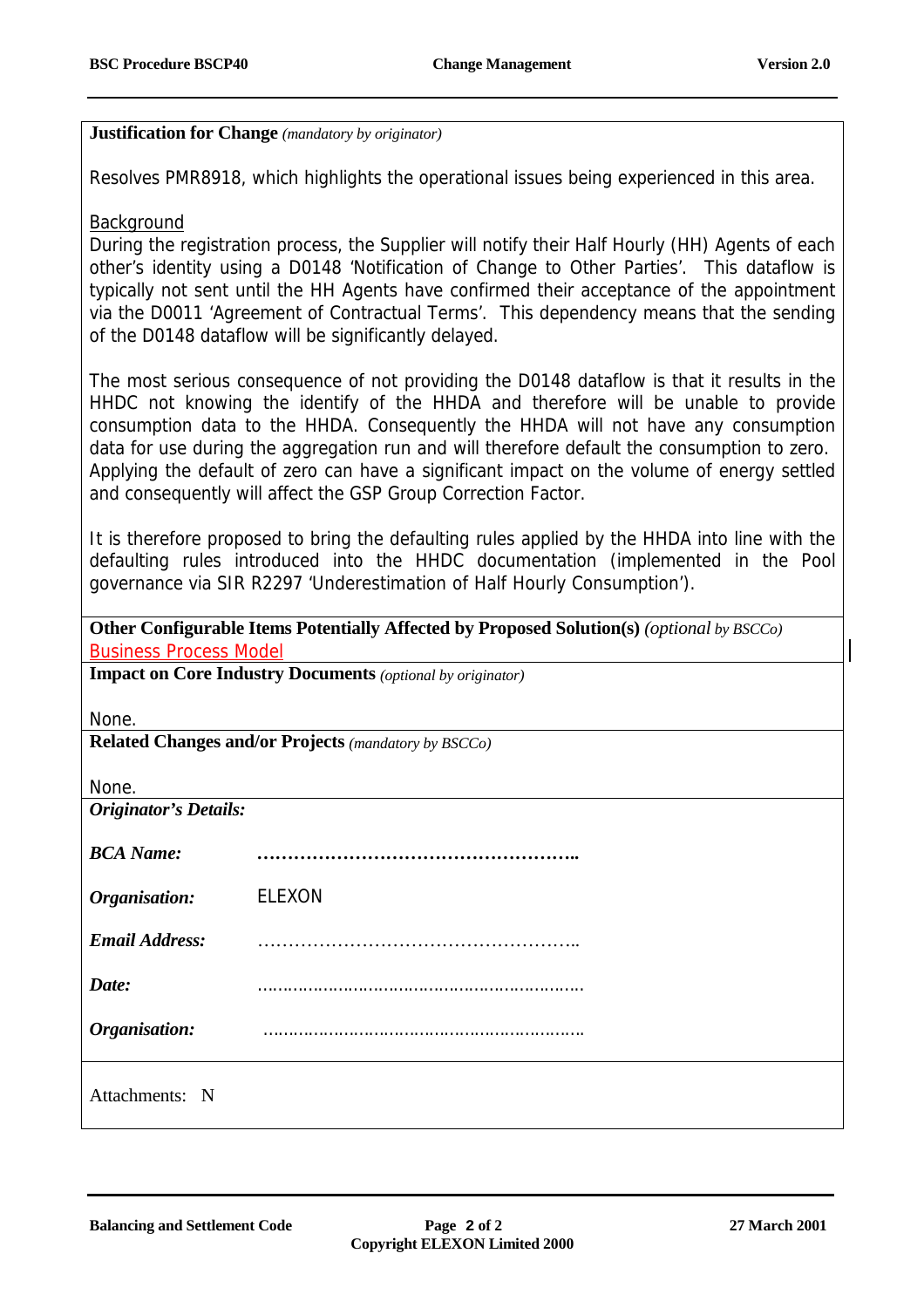**Justification for Change** *(mandatory by originator)*

Resolves PMR8918, which highlights the operational issues being experienced in this area.

Background

During the registration process, the Supplier will notify their Half Hourly (HH) Agents of each other's identity using a D0148 'Notification of Change to Other Parties'. This dataflow is typically not sent until the HH Agents have confirmed their acceptance of the appointment via the D0011 'Agreement of Contractual Terms'. This dependency means that the sending of the D0148 dataflow will be significantly delayed.

The most serious consequence of not providing the D0148 dataflow is that it results in the HHDC not knowing the identify of the HHDA and therefore will be unable to provide consumption data to the HHDA. Consequently the HHDA will not have any consumption data for use during the aggregation run and will therefore default the consumption to zero. Applying the default of zero can have a significant impact on the volume of energy settled and consequently will affect the GSP Group Correction Factor.

It is therefore proposed to bring the defaulting rules applied by the HHDA into line with the defaulting rules introduced into the HHDC documentation (implemented in the Pool governance via SIR R2297 'Underestimation of Half Hourly Consumption').

**Other Configurable Items Potentially Affected by Proposed Solution(s)** *(optional by BSCCo)*

Business Process Model

**Impact on Core Industry Documents** *(optional by originator)*

None.

**Related Changes and/or Projects** *(mandatory by BSCCo)*

None.

***Originator's Details:***

| | |
|---|---|
| ***BCA Name:*** | …………………………………………….. |
| ***Organisation:*** | ELEXON |
| ***Email Address:*** | …………………………………………….. |
| ***Date:*** | ………………………………………………………. |
| ***Organisation:*** | ………………………………………………………. |

Attachments: N